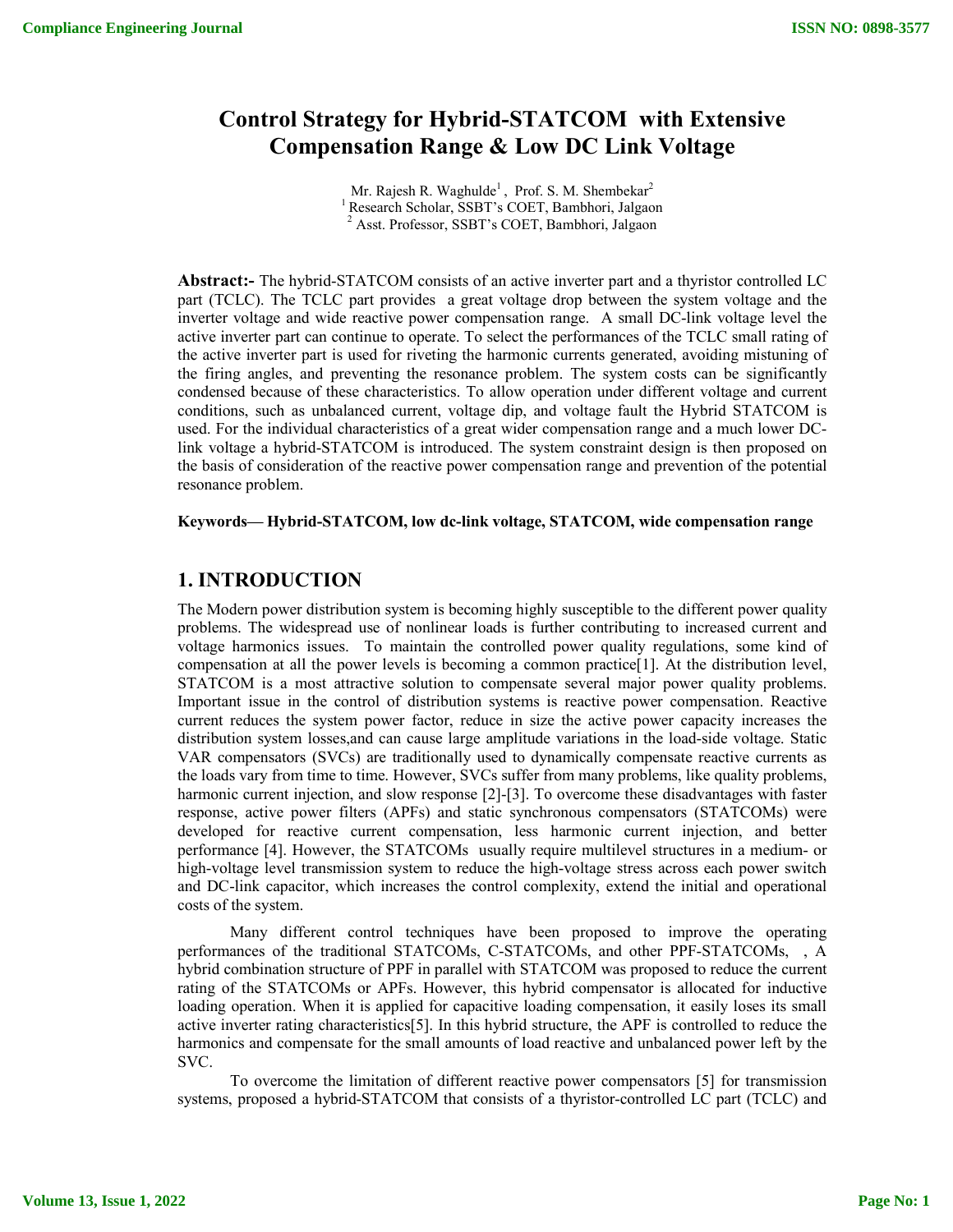# Control Strategy for Hybrid-STATCOM with Extensive Compensation Range & Low DC Link Voltage

Mr. Rajesh R. Waghulde[1], Prof. S. M. Shembekar[2]

[1] Research Scholar, SSBT's COET, Bambhori, Jalgaon

[2] Asst. Professor, SSBT's COET, Bambhori, Jalgaon

**Abstract:-** The hybrid-STATCOM consists of an active inverter part and a thyristor controlled LC part (TCLC). The TCLC part provides a great voltage drop between the system voltage and the inverter voltage and wide reactive power compensation range. A small DC-link voltage level the active inverter part can continue to operate. To select the performances of the TCLC small rating of the active inverter part is used for riveting the harmonic currents generated, avoiding mistuning of the firing angles, and preventing the resonance problem. The system costs can be significantly condensed because of these characteristics. To allow operation under different voltage and current conditions, such as unbalanced current, voltage dip, and voltage fault the Hybrid STATCOM is used. For the individual characteristics of a great wider compensation range and a much lower DC-link voltage a hybrid-STATCOM is introduced. The system constraint design is then proposed on the basis of consideration of the reactive power compensation range and prevention of the potential resonance problem.

**Keywords— Hybrid-STATCOM, low dc-link voltage, STATCOM, wide compensation range**

## 1. INTRODUCTION

The Modern power distribution system is becoming highly susceptible to the different power quality problems. The widespread use of nonlinear loads is further contributing to increased current and voltage harmonics issues. To maintain the controlled power quality regulations, some kind of compensation at all the power levels is becoming a common practice[1]. At the distribution level, STATCOM is a most attractive solution to compensate several major power quality problems. Important issue in the control of distribution systems is reactive power compensation. Reactive current reduces the system power factor, reduce in size the active power capacity increases the distribution system losses,and can cause large amplitude variations in the load-side voltage. Static VAR compensators (SVCs) are traditionally used to dynamically compensate reactive currents as the loads vary from time to time. However, SVCs suffer from many problems, like quality problems, harmonic current injection, and slow response [2]-[3]. To overcome these disadvantages with faster response, active power filters (APFs) and static synchronous compensators (STATCOMs) were developed for reactive current compensation, less harmonic current injection, and better performance [4]. However, the STATCOMs usually require multilevel structures in a medium- or high-voltage level transmission system to reduce the high-voltage stress across each power switch and DC-link capacitor, which increases the control complexity, extend the initial and operational costs of the system.

Many different control techniques have been proposed to improve the operating performances of the traditional STATCOMs, C-STATCOMs, and other PPF-STATCOMs, , A hybrid combination structure of PPF in parallel with STATCOM was proposed to reduce the current rating of the STATCOMs or APFs. However, this hybrid compensator is allocated for inductive loading operation. When it is applied for capacitive loading compensation, it easily loses its small active inverter rating characteristics[5]. In this hybrid structure, the APF is controlled to reduce the harmonics and compensate for the small amounts of load reactive and unbalanced power left by the SVC.

To overcome the limitation of different reactive power compensators [5] for transmission systems, proposed a hybrid-STATCOM that consists of a thyristor-controlled LC part (TCLC) and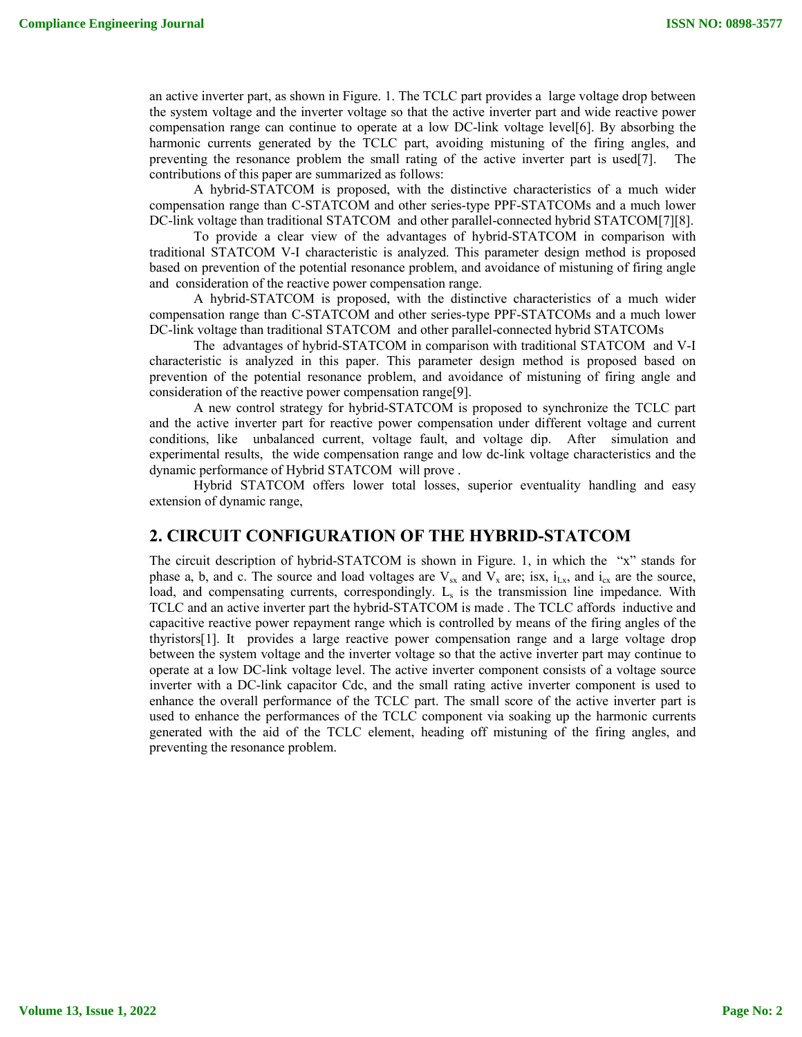an active inverter part, as shown in Figure. 1. The TCLC part provides a large voltage drop between the system voltage and the inverter voltage so that the active inverter part and wide reactive power compensation range can continue to operate at a low DC-link voltage level[6]. By absorbing the harmonic currents generated by the TCLC part, avoiding mistuning of the firing angles, and preventing the resonance problem the small rating of the active inverter part is used[7]. The contributions of this paper are summarized as follows:

A hybrid-STATCOM is proposed, with the distinctive characteristics of a much wider compensation range than C-STATCOM and other series-type PPF-STATCOMs and a much lower DC-link voltage than traditional STATCOM and other parallel-connected hybrid STATCOM[7][8].

To provide a clear view of the advantages of hybrid-STATCOM in comparison with traditional STATCOM V-I characteristic is analyzed. This parameter design method is proposed based on prevention of the potential resonance problem, and avoidance of mistuning of firing angle and consideration of the reactive power compensation range.

A hybrid-STATCOM is proposed, with the distinctive characteristics of a much wider compensation range than C-STATCOM and other series-type PPF-STATCOMs and a much lower DC-link voltage than traditional STATCOM and other parallel-connected hybrid STATCOMs

The advantages of hybrid-STATCOM in comparison with traditional STATCOM and V-I characteristic is analyzed in this paper. This parameter design method is proposed based on prevention of the potential resonance problem, and avoidance of mistuning of firing angle and consideration of the reactive power compensation range[9].

A new control strategy for hybrid-STATCOM is proposed to synchronize the TCLC part and the active inverter part for reactive power compensation under different voltage and current conditions, like unbalanced current, voltage fault, and voltage dip. After simulation and experimental results, the wide compensation range and low dc-link voltage characteristics and the dynamic performance of Hybrid STATCOM will prove .

Hybrid STATCOM offers lower total losses, superior eventuality handling and easy extension of dynamic range,

## 2. CIRCUIT CONFIGURATION OF THE HYBRID-STATCOM

The circuit description of hybrid-STATCOM is shown in Figure. 1, in which the "x" stands for phase a, b, and c. The source and load voltages are $V_{sx}$ and $V_x$ are; isx, $i_{Lx}$, and $i_{cx}$ are the source, load, and compensating currents, correspondingly. $L_s$ is the transmission line impedance. With TCLC and an active inverter part the hybrid-STATCOM is made . The TCLC affords inductive and capacitive reactive power repayment range which is controlled by means of the firing angles of the thyristors[1]. It provides a large reactive power compensation range and a large voltage drop between the system voltage and the inverter voltage so that the active inverter part may continue to operate at a low DC-link voltage level. The active inverter component consists of a voltage source inverter with a DC-link capacitor Cdc, and the small rating active inverter component is used to enhance the overall performance of the TCLC part. The small score of the active inverter part is used to enhance the performances of the TCLC component via soaking up the harmonic currents generated with the aid of the TCLC element, heading off mistuning of the firing angles, and preventing the resonance problem.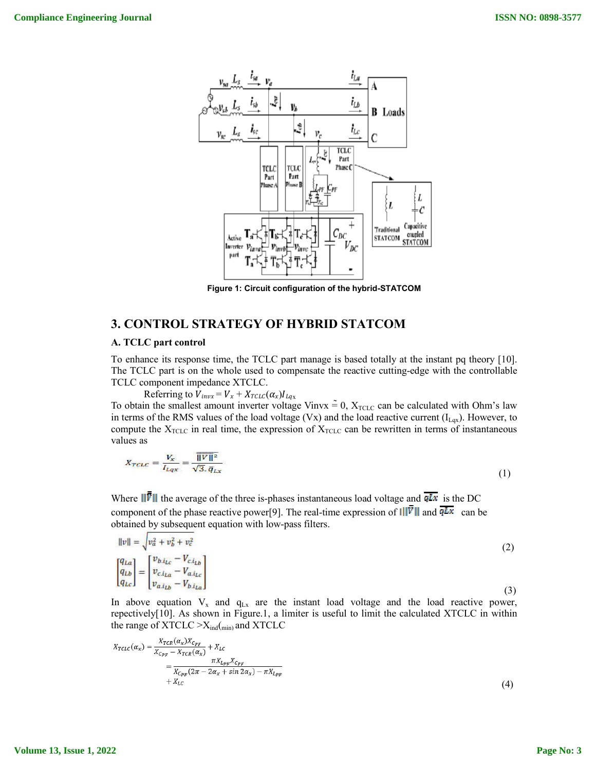Figure 1: Circuit configuration of the hybrid-STATCOM

## 3. CONTROL STRATEGY OF HYBRID STATCOM

### A. TCLC part control

To enhance its response time, the TCLC part manage is based totally at the instant pq theory [10]. The TCLC part is on the whole used to compensate the reactive cutting-edge with the controllable TCLC component impedance XTCLC.

Referring to $V_{invx} = V_x + X_{TCLC}(\alpha_x) I_{Lqx}$

To obtain the smallest amount inverter voltage Vinvx $\tilde{=}$ 0, $X_{TCLC}$ can be calculated with Ohm's law in terms of the RMS values of the load voltage (Vx) and the load reactive current ($I_{Lqx}$). However, to compute the $X_{TCLC}$ in real time, the expression of $X_{TCLC}$ can be rewritten in terms of instantaneous values as

$$X_{TCLC} = \frac{V_x}{I_{Lqx}} = \frac{\overline{\|V\|^2}}{\sqrt{3}.\,\overline{q}_{Lx}} \tag{1}$$

Where $\|\bar{V}\|$ the average of the three is-phases instantaneous load voltage and $\overline{qLx}$ is the DC component of the phase reactive power[9]. The real-time expression of $\|\bar{V}\|$ and $\overline{qLx}$ can be obtained by subsequent equation with low-pass filters.

$$\|v\| = \sqrt{v_a^2 + v_b^2 + v_c^2} \tag{2}$$

$$\begin{bmatrix} q_{La} \\ q_{Lb} \\ q_{Lc} \end{bmatrix} = \begin{bmatrix} v_b . i_{Lc} - V_c . i_{Lb} \\ v_c . i_{La} - V_a . i_{Lc} \\ v_a . i_{Lb} - V_b . i_{La} \end{bmatrix} \tag{3}$$

In above equation $V_x$ and $q_{Lx}$ are the instant load voltage and the load reactive power, repectively[10]. As shown in Figure.1, a limiter is useful to limit the calculated XTCLC in within the range of XTCLC >$X_{ind}$(min) and XTCLC

$$X_{TCLC}(\alpha_x) = \frac{X_{TCR}(\alpha_x) X_{C_{PF}}}{X_{C_{PF}} - X_{TCR}(\alpha_x)} + X_{LC} = \frac{\pi X_{L_{PF}} X_{C_{PF}}}{X_{C_{PF}}(2\pi - 2\alpha_x + \sin 2\alpha_x) - \pi X_{L_{PF}}} + X_{LC} \tag{4}$$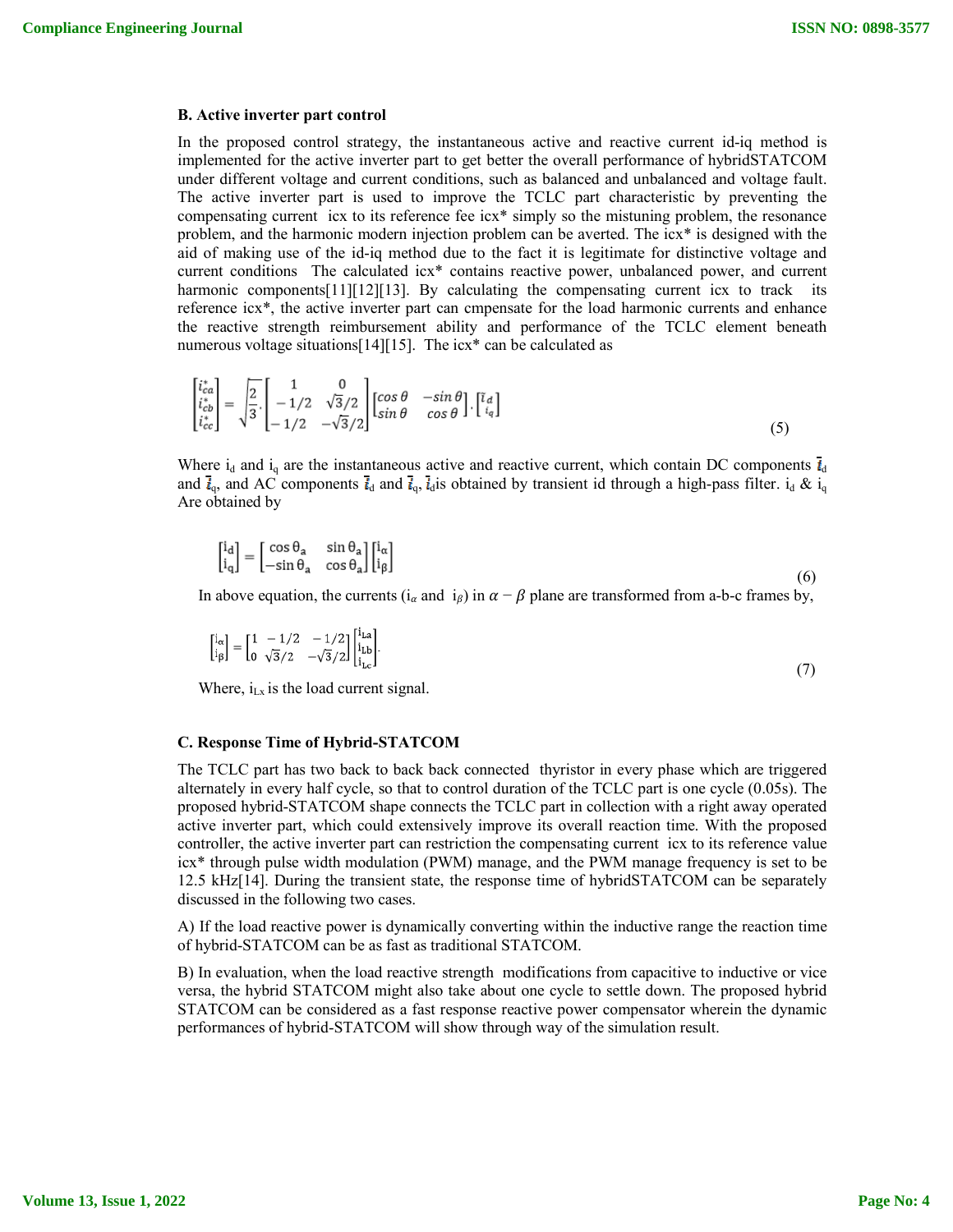### B. Active inverter part control

In the proposed control strategy, the instantaneous active and reactive current id-iq method is implemented for the active inverter part to get better the overall performance of hybridSTATCOM under different voltage and current conditions, such as balanced and unbalanced and voltage fault. The active inverter part is used to improve the TCLC part characteristic by preventing the compensating current icx to its reference fee icx* simply so the mistuning problem, the resonance problem, and the harmonic modern injection problem can be averted. The icx* is designed with the aid of making use of the id-iq method due to the fact it is legitimate for distinctive voltage and current conditions The calculated icx* contains reactive power, unbalanced power, and current harmonic components[11][12][13]. By calculating the compensating current icx to track its reference icx*, the active inverter part can cmpensate for the load harmonic currents and enhance the reactive strength reimbursement ability and performance of the TCLC element beneath numerous voltage situations[14][15]. The icx* can be calculated as

$$\begin{bmatrix} i_{ca}^{*} \\ i_{cb}^{*} \\ i_{cc}^{*} \end{bmatrix} = \sqrt{\frac{2}{3}} \cdot \begin{bmatrix} 1 & 0 \\ -1/2 & \sqrt{3}/2 \\ -1/2 & -\sqrt{3}/2 \end{bmatrix} \begin{bmatrix} \cos\theta & -\sin\theta \\ \sin\theta & \cos\theta \end{bmatrix} \cdot \begin{bmatrix} \tilde{i}_d \\ i_q \end{bmatrix} \tag{5}$$

Where $i_d$ and $i_q$ are the instantaneous active and reactive current, which contain DC components $\bar{i}_d$ and $\bar{i}_q$, and AC components $\tilde{i}_d$ and $\tilde{i}_q$, $\tilde{i}_d$ is obtained by transient id through a high-pass filter. $i_d$ & $i_q$ Are obtained by

$$\begin{bmatrix} i_d \\ i_q \end{bmatrix} = \begin{bmatrix} \cos\theta_a & \sin\theta_a \\ -\sin\theta_a & \cos\theta_a \end{bmatrix} \begin{bmatrix} i_\alpha \\ i_\beta \end{bmatrix} \tag{6}$$

In above equation, the currents ($i_\alpha$ and $i_\beta$) in $\alpha - \beta$ plane are transformed from a-b-c frames by,

$$\begin{bmatrix} i_\alpha \\ i_\beta \end{bmatrix} = \begin{bmatrix} 1 & -1/2 & -1/2 \\ 0 & \sqrt{3}/2 & -\sqrt{3}/2 \end{bmatrix} \begin{bmatrix} i_{La} \\ i_{Lb} \\ i_{Lc} \end{bmatrix}. \tag{7}$$

Where, $i_{Lx}$ is the load current signal.

### C. Response Time of Hybrid-STATCOM

The TCLC part has two back to back back connected thyristor in every phase which are triggered alternately in every half cycle, so that to control duration of the TCLC part is one cycle (0.05s). The proposed hybrid-STATCOM shape connects the TCLC part in collection with a right away operated active inverter part, which could extensively improve its overall reaction time. With the proposed controller, the active inverter part can restriction the compensating current icx to its reference value icx* through pulse width modulation (PWM) manage, and the PWM manage frequency is set to be 12.5 kHz[14]. During the transient state, the response time of hybridSTATCOM can be separately discussed in the following two cases.

A) If the load reactive power is dynamically converting within the inductive range the reaction time of hybrid-STATCOM can be as fast as traditional STATCOM.

B) In evaluation, when the load reactive strength modifications from capacitive to inductive or vice versa, the hybrid STATCOM might also take about one cycle to settle down. The proposed hybrid STATCOM can be considered as a fast response reactive power compensator wherein the dynamic performances of hybrid-STATCOM will show through way of the simulation result.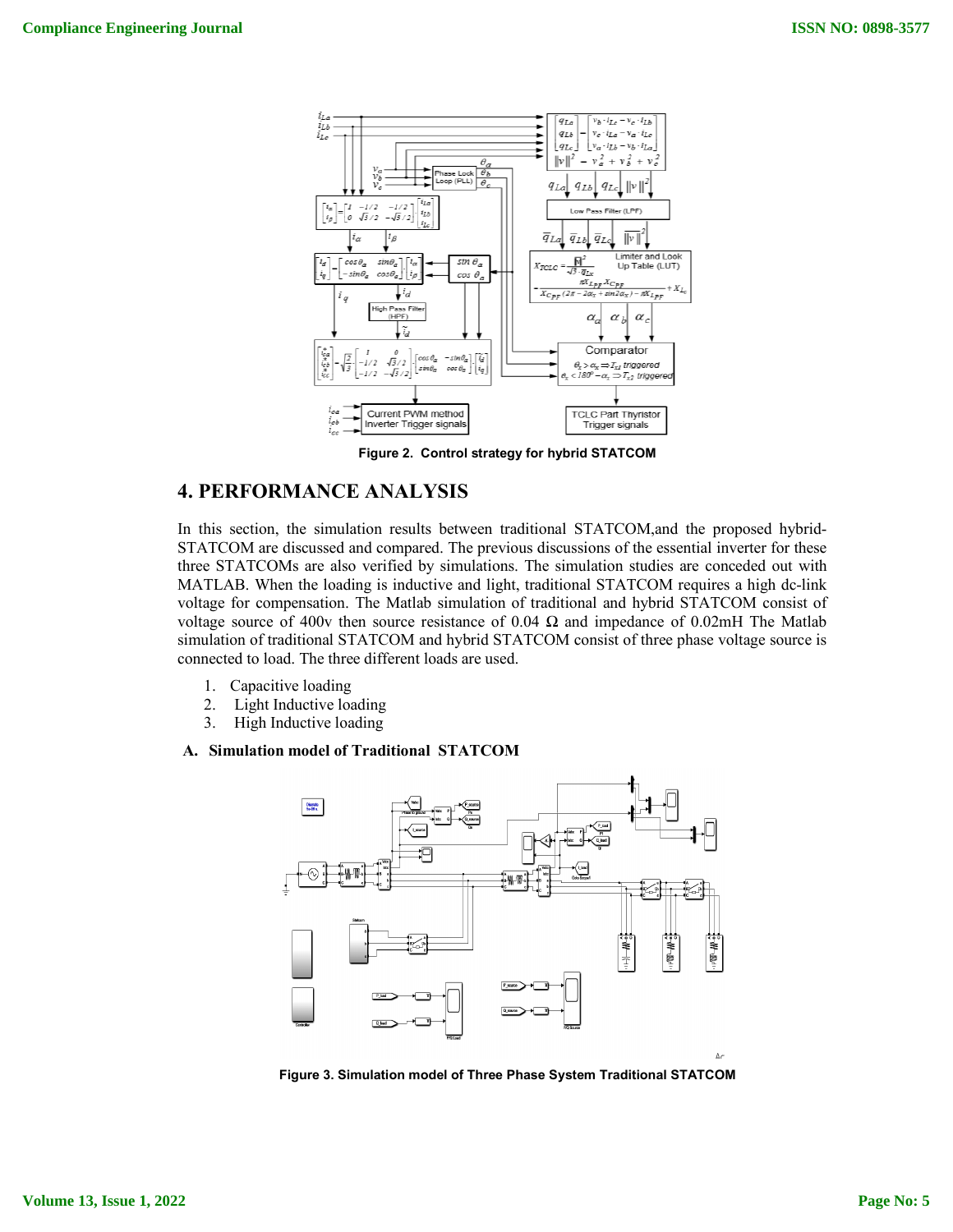Figure 2. Control strategy for hybrid STATCOM

## 4. PERFORMANCE ANALYSIS

In this section, the simulation results between traditional STATCOM,and the proposed hybrid-STATCOM are discussed and compared. The previous discussions of the essential inverter for these three STATCOMs are also verified by simulations. The simulation studies are conceded out with MATLAB. When the loading is inductive and light, traditional STATCOM requires a high dc-link voltage for compensation. The Matlab simulation of traditional and hybrid STATCOM consist of voltage source of 400v then source resistance of 0.04 Ω and impedance of 0.02mH The Matlab simulation of traditional STATCOM and hybrid STATCOM consist of three phase voltage source is connected to load. The three different loads are used.

1. Capacitive loading
2. Light Inductive loading
3. High Inductive loading

### A. Simulation model of Traditional STATCOM

Figure 3. Simulation model of Three Phase System Traditional STATCOM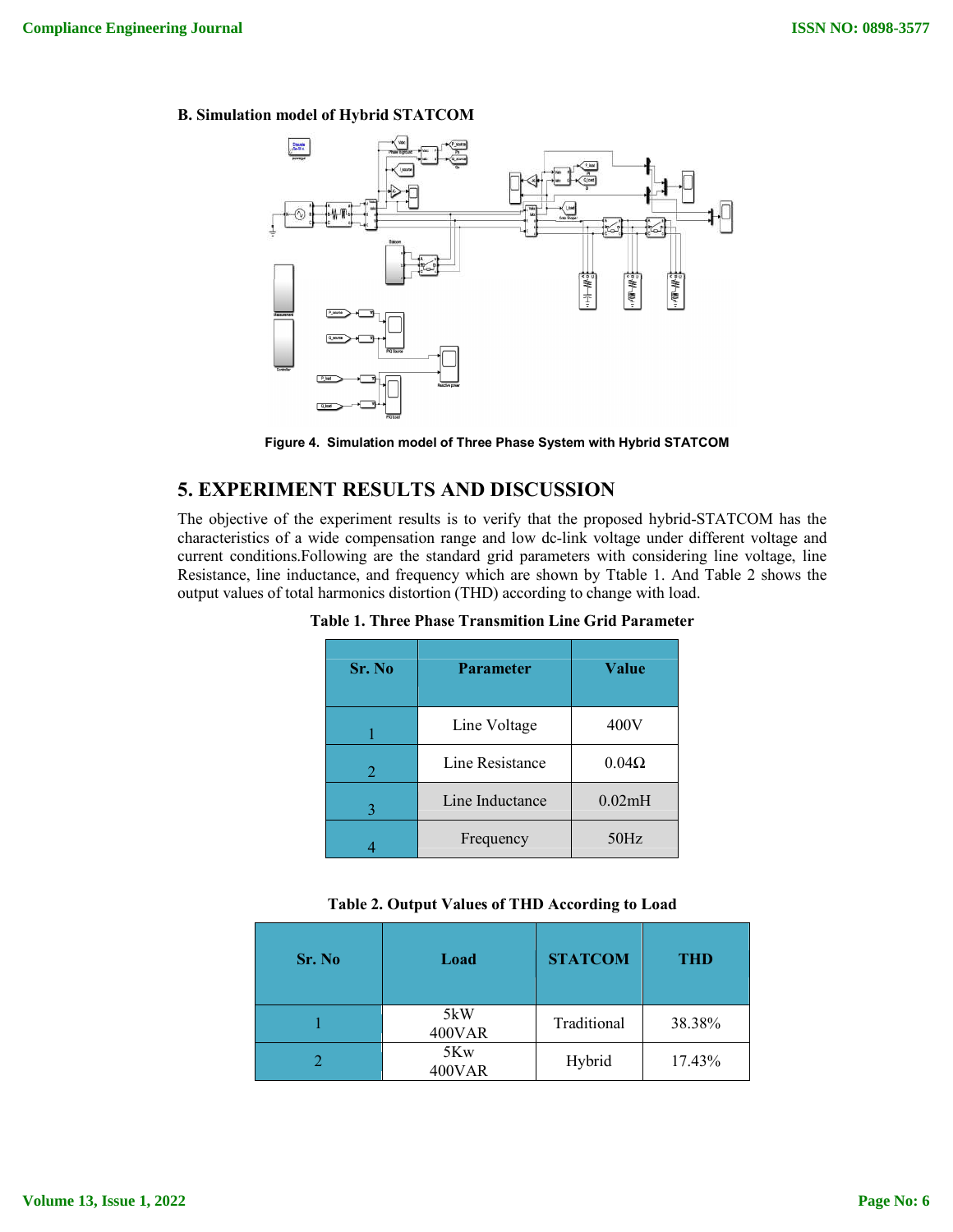### B. Simulation model of Hybrid STATCOM

Figure 4. Simulation model of Three Phase System with Hybrid STATCOM

## 5. EXPERIMENT RESULTS AND DISCUSSION

The objective of the experiment results is to verify that the proposed hybrid-STATCOM has the characteristics of a wide compensation range and low dc-link voltage under different voltage and current conditions.Following are the standard grid parameters with considering line voltage, line Resistance, line inductance, and frequency which are shown by Ttable 1. And Table 2 shows the output values of total harmonics distortion (THD) according to change with load.

**Table 1. Three Phase Transmition Line Grid Parameter**

| Sr. No | Parameter | Value |
|---|---|---|
| 1 | Line Voltage | 400V |
| 2 | Line Resistance | 0.04Ω |
| 3 | Line Inductance | 0.02mH |
| 4 | Frequency | 50Hz |

**Table 2. Output Values of THD According to Load**

| Sr. No | Load | STATCOM | THD |
|---|---|---|---|
| 1 | 5kW 400VAR | Traditional | 38.38% |
| 2 | 5Kw 400VAR | Hybrid | 17.43% |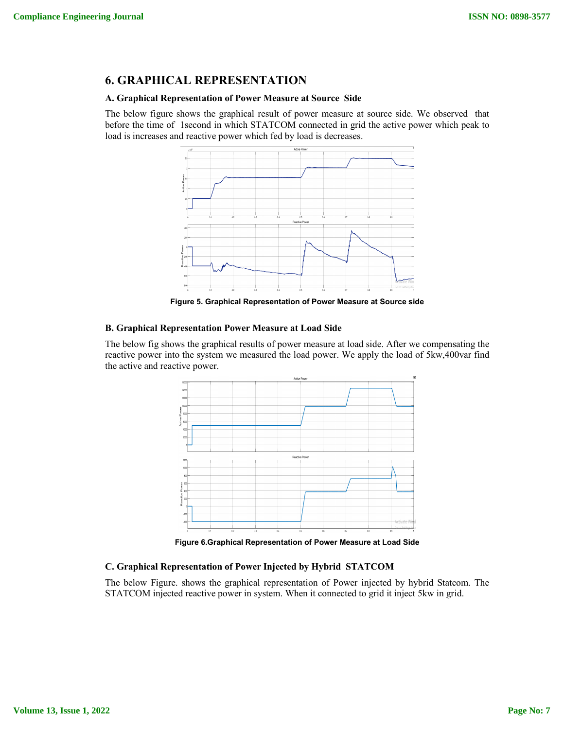## 6. GRAPHICAL REPRESENTATION

### A. Graphical Representation of Power Measure at Source Side

The below figure shows the graphical result of power measure at source side. We observed that before the time of 1second in which STATCOM connected in grid the active power which peak to load is increases and reactive power which fed by load is decreases.

Figure 5. Graphical Representation of Power Measure at Source side

### B. Graphical Representation Power Measure at Load Side

The below fig shows the graphical results of power measure at load side. After we compensating the reactive power into the system we measured the load power. We apply the load of 5kw,400var find the active and reactive power.

Figure 6.Graphical Representation of Power Measure at Load Side

### C. Graphical Representation of Power Injected by Hybrid STATCOM

The below Figure. shows the graphical representation of Power injected by hybrid Statcom. The STATCOM injected reactive power in system. When it connected to grid it inject 5kw in grid.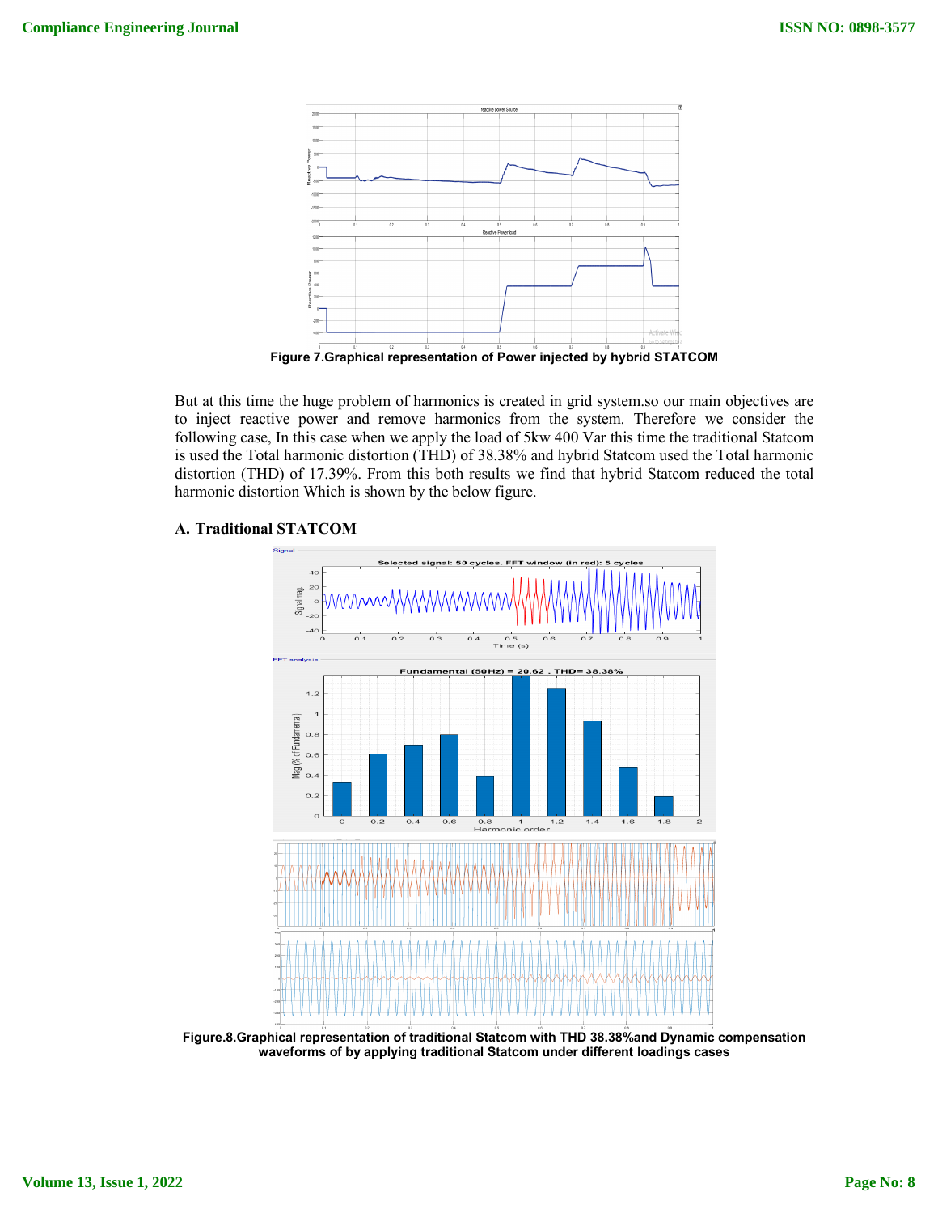Figure 7.Graphical representation of Power injected by hybrid STATCOM

But at this time the huge problem of harmonics is created in grid system.so our main objectives are to inject reactive power and remove harmonics from the system. Therefore we consider the following case, In this case when we apply the load of 5kw 400 Var this time the traditional Statcom is used the Total harmonic distortion (THD) of 38.38% and hybrid Statcom used the Total harmonic distortion (THD) of 17.39%. From this both results we find that hybrid Statcom reduced the total harmonic distortion Which is shown by the below figure.

### A. Traditional STATCOM

Figure.8.Graphical representation of traditional Statcom with THD 38.38%and Dynamic compensation waveforms of by applying traditional Statcom under different loadings cases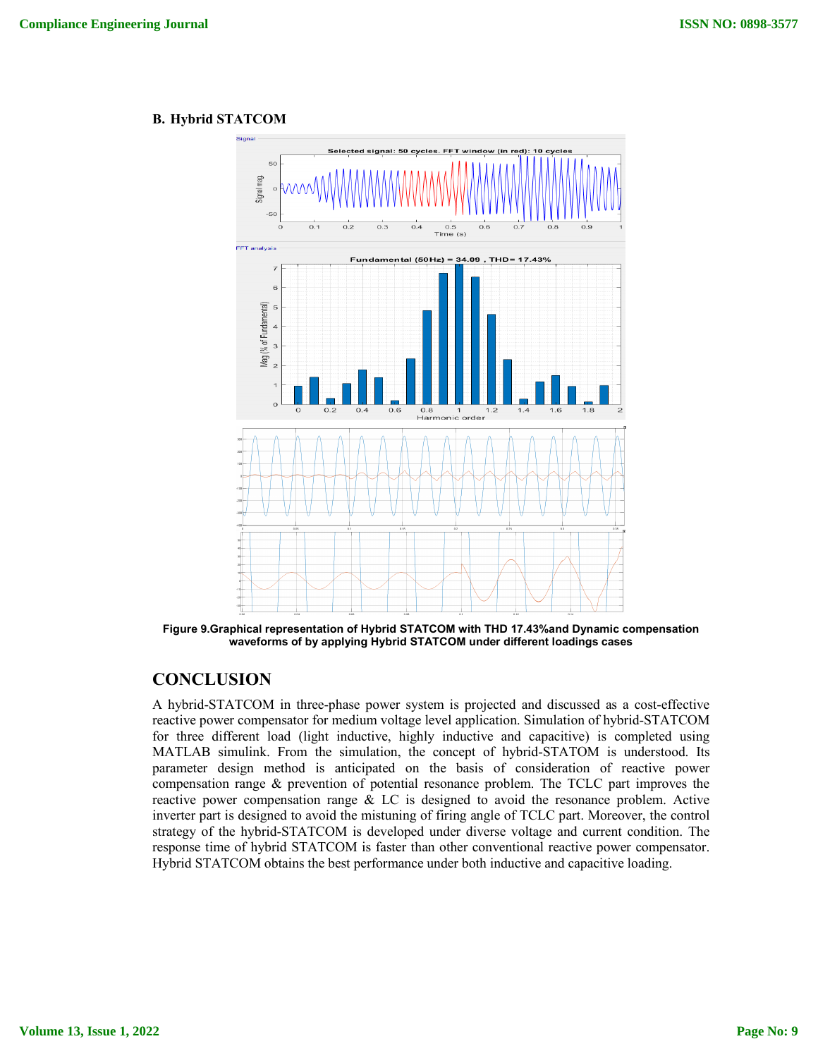### B. Hybrid STATCOM

**Figure 9.Graphical representation of Hybrid STATCOM with THD 17.43%and Dynamic compensation waveforms of by applying Hybrid STATCOM under different loadings cases**

## CONCLUSION

A hybrid-STATCOM in three-phase power system is projected and discussed as a cost-effective reactive power compensator for medium voltage level application. Simulation of hybrid-STATCOM for three different load (light inductive, highly inductive and capacitive) is completed using MATLAB simulink. From the simulation, the concept of hybrid-STATOM is understood. Its parameter design method is anticipated on the basis of consideration of reactive power compensation range & prevention of potential resonance problem. The TCLC part improves the reactive power compensation range & LC is designed to avoid the resonance problem. Active inverter part is designed to avoid the mistuning of firing angle of TCLC part. Moreover, the control strategy of the hybrid-STATCOM is developed under diverse voltage and current condition. The response time of hybrid STATCOM is faster than other conventional reactive power compensator. Hybrid STATCOM obtains the best performance under both inductive and capacitive loading.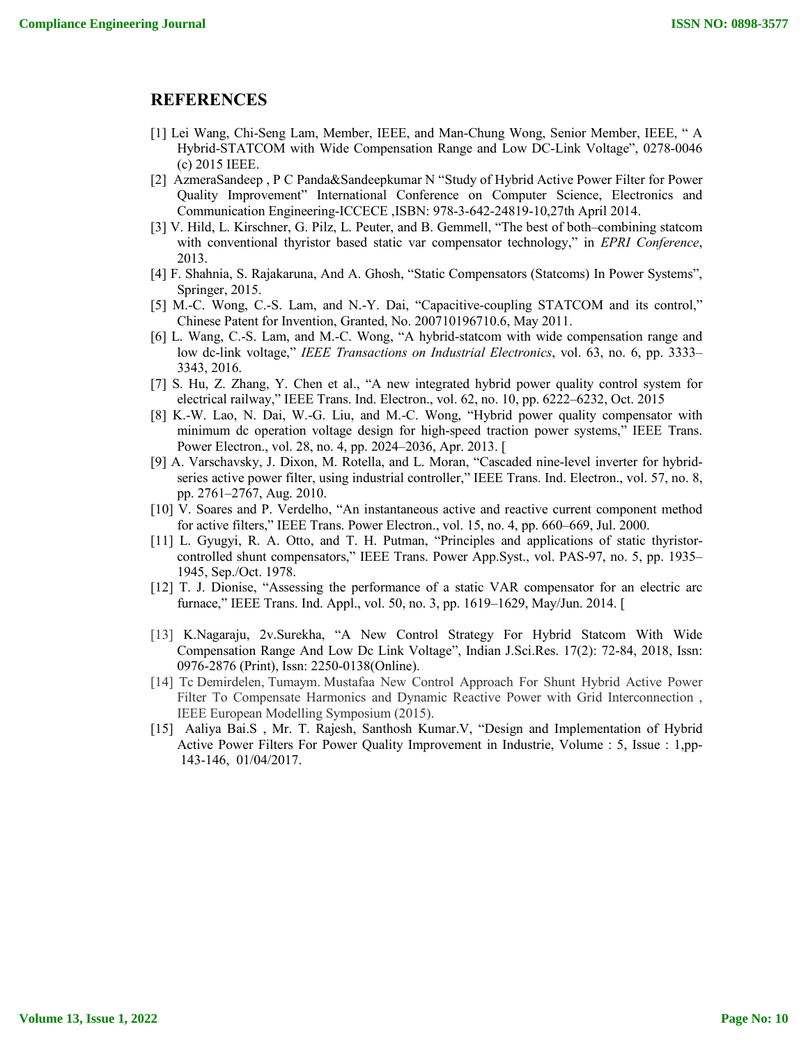## REFERENCES

[1] Lei Wang, Chi-Seng Lam, Member, IEEE, and Man-Chung Wong, Senior Member, IEEE, " A Hybrid-STATCOM with Wide Compensation Range and Low DC-Link Voltage", 0278-0046 (c) 2015 IEEE.

[2] AzmeraSandeep , P C Panda&Sandeepkumar N "Study of Hybrid Active Power Filter for Power Quality Improvement" International Conference on Computer Science, Electronics and Communication Engineering-ICCECE ,ISBN: 978-3-642-24819-10,27th April 2014.

[3] V. Hild, L. Kirschner, G. Pilz, L. Peuter, and B. Gemmell, "The best of both–combining statcom with conventional thyristor based static var compensator technology," in *EPRI Conference*, 2013.

[4] F. Shahnia, S. Rajakaruna, And A. Ghosh, "Static Compensators (Statcoms) In Power Systems", Springer, 2015.

[5] M.-C. Wong, C.-S. Lam, and N.-Y. Dai, "Capacitive-coupling STATCOM and its control," Chinese Patent for Invention, Granted, No. 200710196710.6, May 2011.

[6] L. Wang, C.-S. Lam, and M.-C. Wong, "A hybrid-statcom with wide compensation range and low dc-link voltage," *IEEE Transactions on Industrial Electronics*, vol. 63, no. 6, pp. 3333–3343, 2016.

[7] S. Hu, Z. Zhang, Y. Chen et al., "A new integrated hybrid power quality control system for electrical railway," IEEE Trans. Ind. Electron., vol. 62, no. 10, pp. 6222–6232, Oct. 2015

[8] K.-W. Lao, N. Dai, W.-G. Liu, and M.-C. Wong, "Hybrid power quality compensator with minimum dc operation voltage design for high-speed traction power systems," IEEE Trans. Power Electron., vol. 28, no. 4, pp. 2024–2036, Apr. 2013. [

[9] A. Varschavsky, J. Dixon, M. Rotella, and L. Moran, "Cascaded nine-level inverter for hybrid-series active power filter, using industrial controller," IEEE Trans. Ind. Electron., vol. 57, no. 8, pp. 2761–2767, Aug. 2010.

[10] V. Soares and P. Verdelho, "An instantaneous active and reactive current component method for active filters," IEEE Trans. Power Electron., vol. 15, no. 4, pp. 660–669, Jul. 2000.

[11] L. Gyugyi, R. A. Otto, and T. H. Putman, "Principles and applications of static thyristor-controlled shunt compensators," IEEE Trans. Power App.Syst., vol. PAS-97, no. 5, pp. 1935–1945, Sep./Oct. 1978.

[12] T. J. Dionise, "Assessing the performance of a static VAR compensator for an electric arc furnace," IEEE Trans. Ind. Appl., vol. 50, no. 3, pp. 1619–1629, May/Jun. 2014. [

[13] K.Nagaraju, 2v.Surekha, "A New Control Strategy For Hybrid Statcom With Wide Compensation Range And Low Dc Link Voltage", Indian J.Sci.Res. 17(2): 72-84, 2018, Issn: 0976-2876 (Print), Issn: 2250-0138(Online).

[14] Tc Demirdelen, Tumaym. Mustafaa New Control Approach For Shunt Hybrid Active Power Filter To Compensate Harmonics and Dynamic Reactive Power with Grid Interconnection , IEEE European Modelling Symposium (2015).

[15] Aaliya Bai.S , Mr. T. Rajesh, Santhosh Kumar.V, "Design and Implementation of Hybrid Active Power Filters For Power Quality Improvement in Industrie, Volume : 5, Issue : 1,pp-143-146, 01/04/2017.